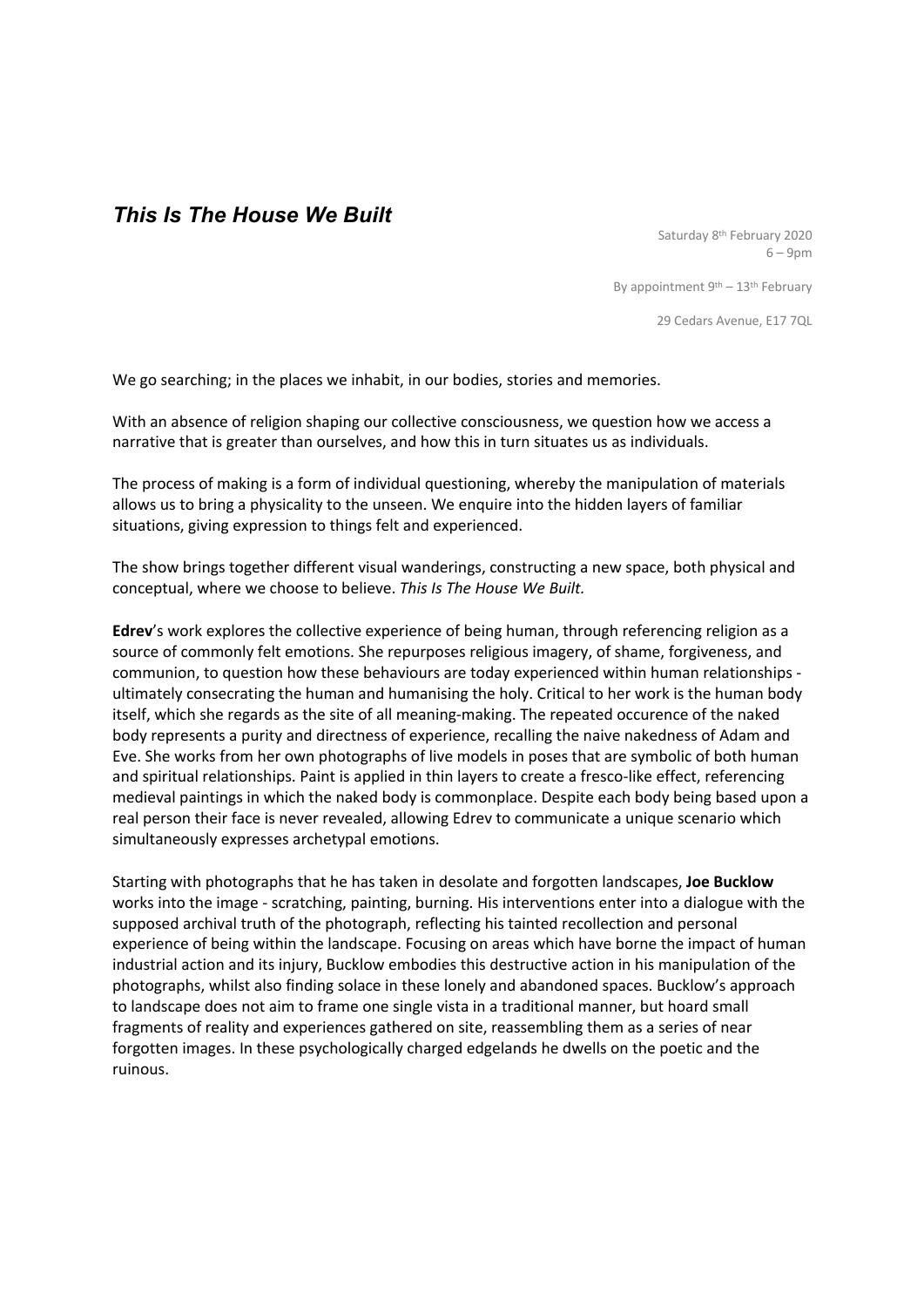## *This Is The House We Built*

Saturday 8th February 2020
6 – 9pm

By appointment 9th – 13th February

29 Cedars Avenue, E17 7QL

We go searching; in the places we inhabit, in our bodies, stories and memories.

With an absence of religion shaping our collective consciousness, we question how we access a narrative that is greater than ourselves, and how this in turn situates us as individuals.

The process of making is a form of individual questioning, whereby the manipulation of materials allows us to bring a physicality to the unseen. We enquire into the hidden layers of familiar situations, giving expression to things felt and experienced.

The show brings together different visual wanderings, constructing a new space, both physical and conceptual, where we choose to believe. *This Is The House We Built.*

**Edrev**'s work explores the collective experience of being human, through referencing religion as a source of commonly felt emotions. She repurposes religious imagery, of shame, forgiveness, and communion, to question how these behaviours are today experienced within human relationships - ultimately consecrating the human and humanising the holy. Critical to her work is the human body itself, which she regards as the site of all meaning-making. The repeated occurence of the naked body represents a purity and directness of experience, recalling the naive nakedness of Adam and Eve. She works from her own photographs of live models in poses that are symbolic of both human and spiritual relationships. Paint is applied in thin layers to create a fresco-like effect, referencing medieval paintings in which the naked body is commonplace. Despite each body being based upon a real person their face is never revealed, allowing Edrev to communicate a unique scenario which simultaneously expresses archetypal emotions.

Starting with photographs that he has taken in desolate and forgotten landscapes, **Joe Bucklow** works into the image - scratching, painting, burning. His interventions enter into a dialogue with the supposed archival truth of the photograph, reflecting his tainted recollection and personal experience of being within the landscape. Focusing on areas which have borne the impact of human industrial action and its injury, Bucklow embodies this destructive action in his manipulation of the photographs, whilst also finding solace in these lonely and abandoned spaces. Bucklow's approach to landscape does not aim to frame one single vista in a traditional manner, but hoard small fragments of reality and experiences gathered on site, reassembling them as a series of near forgotten images. In these psychologically charged edgelands he dwells on the poetic and the ruinous.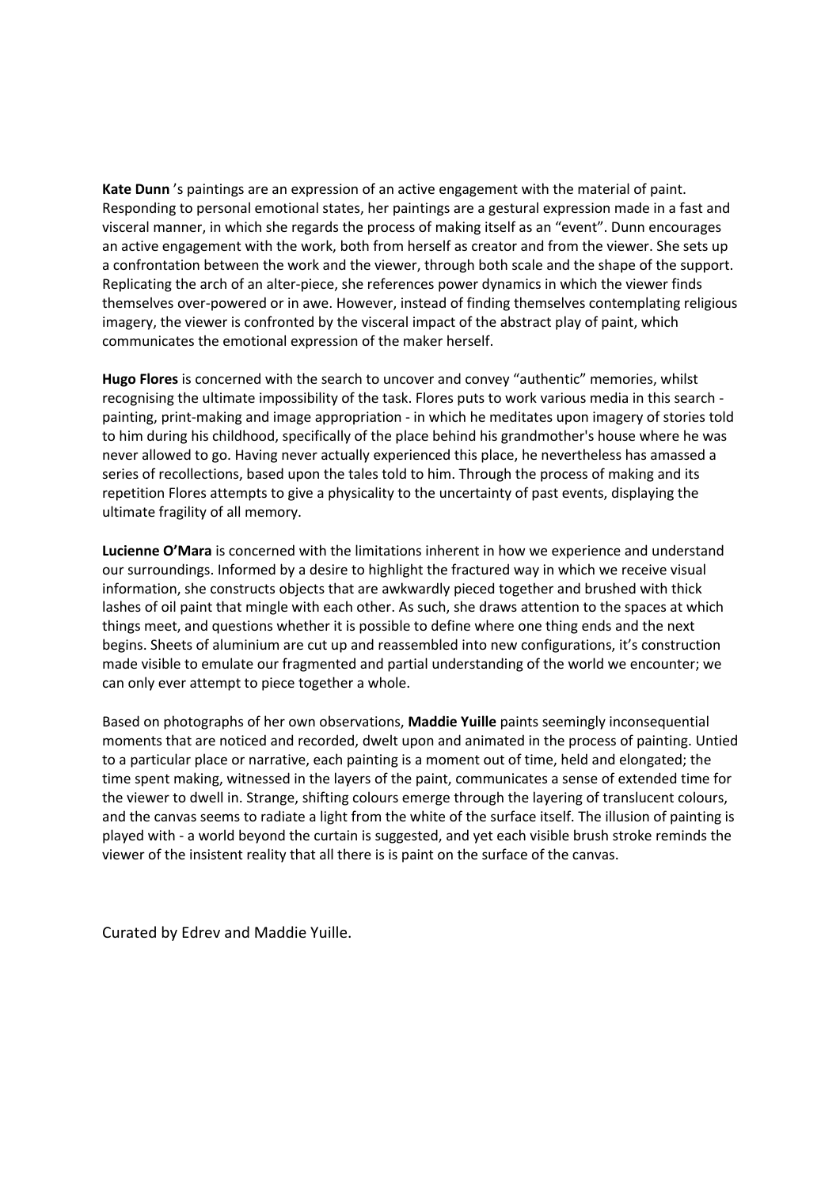**Kate Dunn** 's paintings are an expression of an active engagement with the material of paint. Responding to personal emotional states, her paintings are a gestural expression made in a fast and visceral manner, in which she regards the process of making itself as an "event". Dunn encourages an active engagement with the work, both from herself as creator and from the viewer. She sets up a confrontation between the work and the viewer, through both scale and the shape of the support. Replicating the arch of an alter-piece, she references power dynamics in which the viewer finds themselves over-powered or in awe. However, instead of finding themselves contemplating religious imagery, the viewer is confronted by the visceral impact of the abstract play of paint, which communicates the emotional expression of the maker herself.

**Hugo Flores** is concerned with the search to uncover and convey "authentic" memories, whilst recognising the ultimate impossibility of the task. Flores puts to work various media in this search - painting, print-making and image appropriation - in which he meditates upon imagery of stories told to him during his childhood, specifically of the place behind his grandmother's house where he was never allowed to go. Having never actually experienced this place, he nevertheless has amassed a series of recollections, based upon the tales told to him. Through the process of making and its repetition Flores attempts to give a physicality to the uncertainty of past events, displaying the ultimate fragility of all memory.

**Lucienne O'Mara** is concerned with the limitations inherent in how we experience and understand our surroundings. Informed by a desire to highlight the fractured way in which we receive visual information, she constructs objects that are awkwardly pieced together and brushed with thick lashes of oil paint that mingle with each other. As such, she draws attention to the spaces at which things meet, and questions whether it is possible to define where one thing ends and the next begins. Sheets of aluminium are cut up and reassembled into new configurations, it's construction made visible to emulate our fragmented and partial understanding of the world we encounter; we can only ever attempt to piece together a whole.

Based on photographs of her own observations, **Maddie Yuille** paints seemingly inconsequential moments that are noticed and recorded, dwelt upon and animated in the process of painting. Untied to a particular place or narrative, each painting is a moment out of time, held and elongated; the time spent making, witnessed in the layers of the paint, communicates a sense of extended time for the viewer to dwell in. Strange, shifting colours emerge through the layering of translucent colours, and the canvas seems to radiate a light from the white of the surface itself. The illusion of painting is played with - a world beyond the curtain is suggested, and yet each visible brush stroke reminds the viewer of the insistent reality that all there is is paint on the surface of the canvas.

Curated by Edrev and Maddie Yuille.